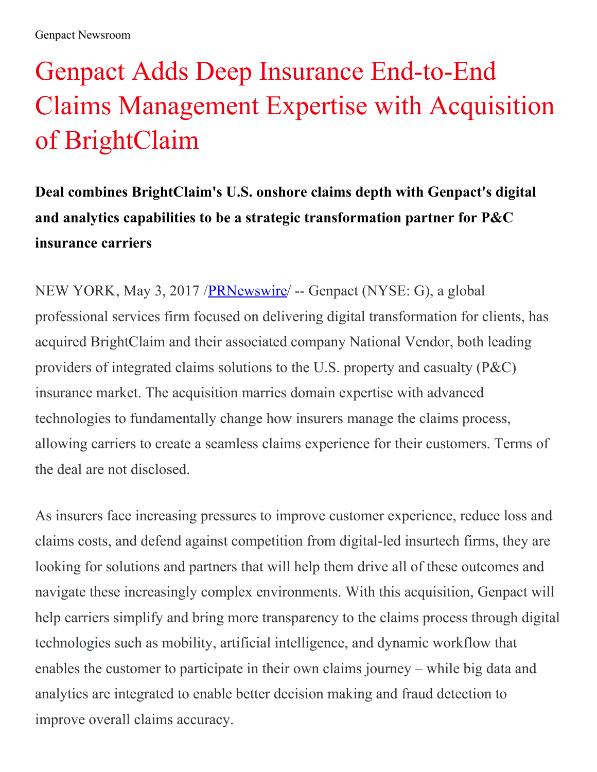Genpact Newsroom

# Genpact Adds Deep Insurance End-to-End Claims Management Expertise with Acquisition of BrightClaim

**Deal combines BrightClaim's U.S. onshore claims depth with Genpact's digital and analytics capabilities to be a strategic transformation partner for P&C insurance carriers**

NEW YORK, May 3, 2017 /PRNewswire/ -- Genpact (NYSE: G), a global professional services firm focused on delivering digital transformation for clients, has acquired BrightClaim and their associated company National Vendor, both leading providers of integrated claims solutions to the U.S. property and casualty (P&C) insurance market. The acquisition marries domain expertise with advanced technologies to fundamentally change how insurers manage the claims process, allowing carriers to create a seamless claims experience for their customers. Terms of the deal are not disclosed.

As insurers face increasing pressures to improve customer experience, reduce loss and claims costs, and defend against competition from digital-led insurtech firms, they are looking for solutions and partners that will help them drive all of these outcomes and navigate these increasingly complex environments. With this acquisition, Genpact will help carriers simplify and bring more transparency to the claims process through digital technologies such as mobility, artificial intelligence, and dynamic workflow that enables the customer to participate in their own claims journey – while big data and analytics are integrated to enable better decision making and fraud detection to improve overall claims accuracy.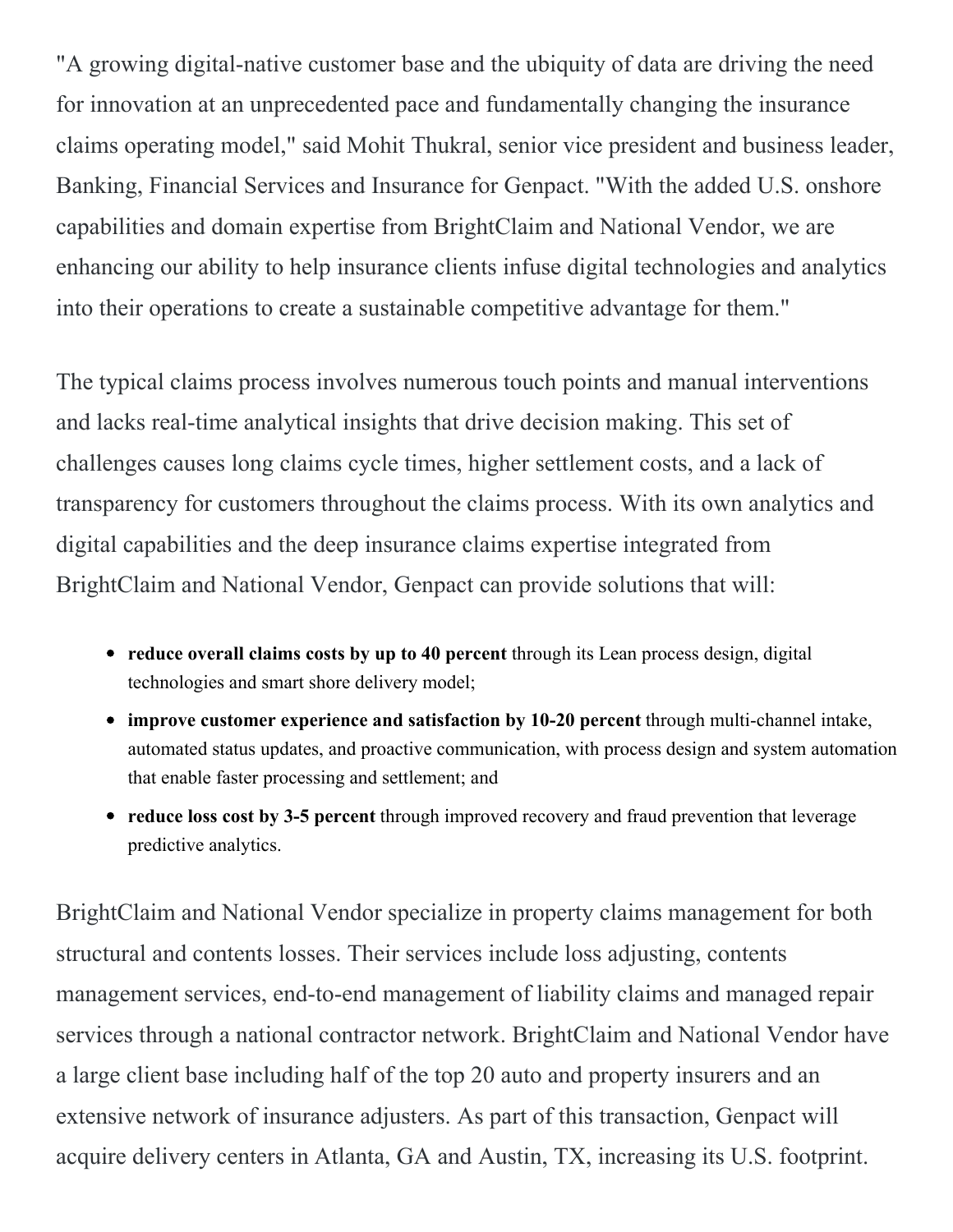"A growing digital-native customer base and the ubiquity of data are driving the need for innovation at an unprecedented pace and fundamentally changing the insurance claims operating model," said Mohit Thukral, senior vice president and business leader, Banking, Financial Services and Insurance for Genpact. "With the added U.S. onshore capabilities and domain expertise from BrightClaim and National Vendor, we are enhancing our ability to help insurance clients infuse digital technologies and analytics into their operations to create a sustainable competitive advantage for them."

The typical claims process involves numerous touch points and manual interventions and lacks real-time analytical insights that drive decision making. This set of challenges causes long claims cycle times, higher settlement costs, and a lack of transparency for customers throughout the claims process. With its own analytics and digital capabilities and the deep insurance claims expertise integrated from BrightClaim and National Vendor, Genpact can provide solutions that will:

- **reduce overall claims costs by up to 40 percent** through its Lean process design, digital technologies and smart shore delivery model;
- **improve customer experience and satisfaction by 10-20 percent** through multi-channel intake, automated status updates, and proactive communication, with process design and system automation that enable faster processing and settlement; and
- **reduce loss cost by 3-5 percent** through improved recovery and fraud prevention that leverage predictive analytics.

BrightClaim and National Vendor specialize in property claims management for both structural and contents losses. Their services include loss adjusting, contents management services, end-to-end management of liability claims and managed repair services through a national contractor network. BrightClaim and National Vendor have a large client base including half of the top 20 auto and property insurers and an extensive network of insurance adjusters. As part of this transaction, Genpact will acquire delivery centers in Atlanta, GA and Austin, TX, increasing its U.S. footprint.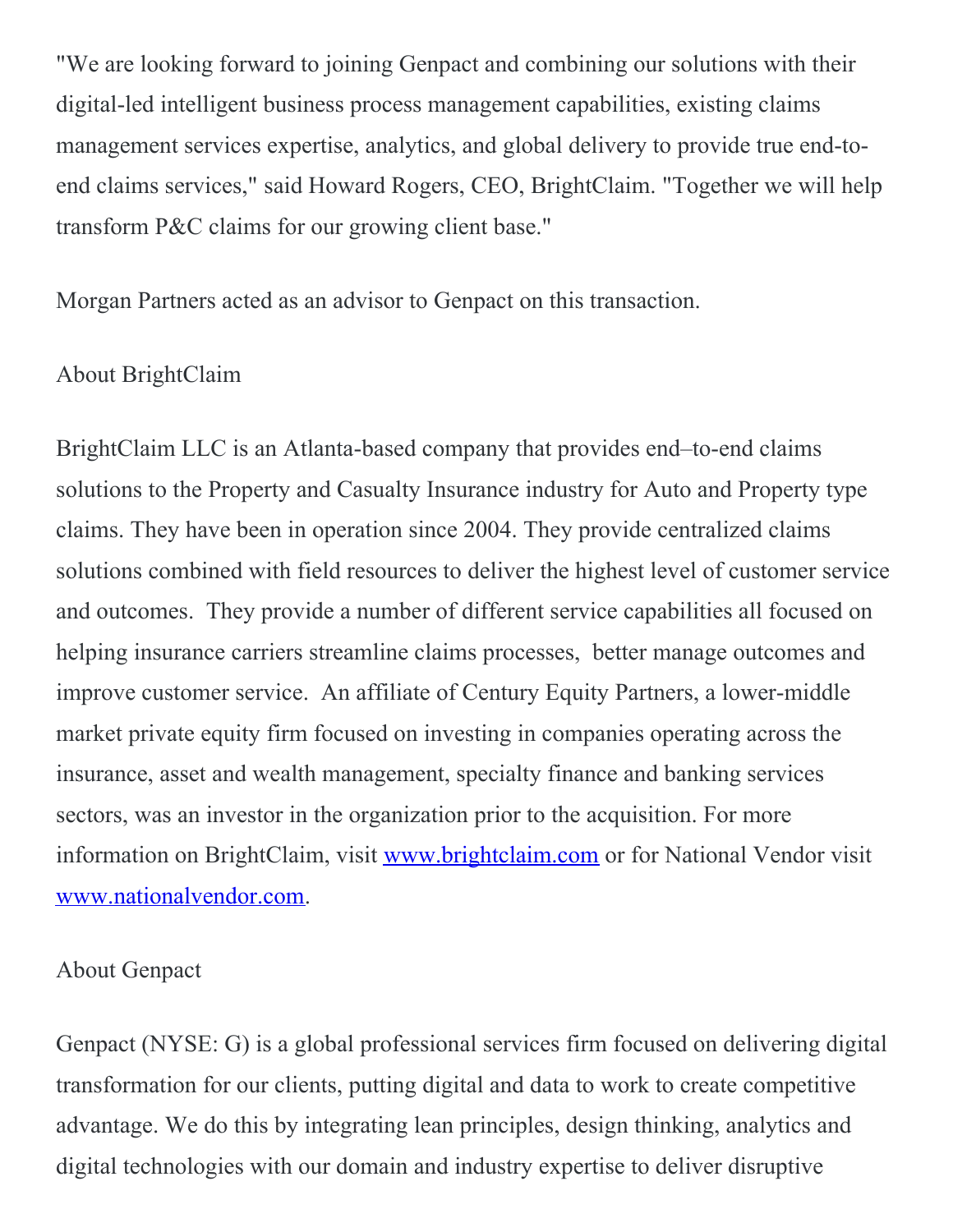"We are looking forward to joining Genpact and combining our solutions with their digital-led intelligent business process management capabilities, existing claims management services expertise, analytics, and global delivery to provide true end-to-end claims services," said Howard Rogers, CEO, BrightClaim. "Together we will help transform P&C claims for our growing client base."

Morgan Partners acted as an advisor to Genpact on this transaction.

## About BrightClaim

BrightClaim LLC is an Atlanta-based company that provides end–to-end claims solutions to the Property and Casualty Insurance industry for Auto and Property type claims. They have been in operation since 2004. They provide centralized claims solutions combined with field resources to deliver the highest level of customer service and outcomes. They provide a number of different service capabilities all focused on helping insurance carriers streamline claims processes, better manage outcomes and improve customer service. An affiliate of Century Equity Partners, a lower-middle market private equity firm focused on investing in companies operating across the insurance, asset and wealth management, specialty finance and banking services sectors, was an investor in the organization prior to the acquisition. For more information on BrightClaim, visit [www.brightclaim.com](http://www.brightclaim.com) or for National Vendor visit [www.nationalvendor.com](http://www.nationalvendor.com).

## About Genpact

Genpact (NYSE: G) is a global professional services firm focused on delivering digital transformation for our clients, putting digital and data to work to create competitive advantage. We do this by integrating lean principles, design thinking, analytics and digital technologies with our domain and industry expertise to deliver disruptive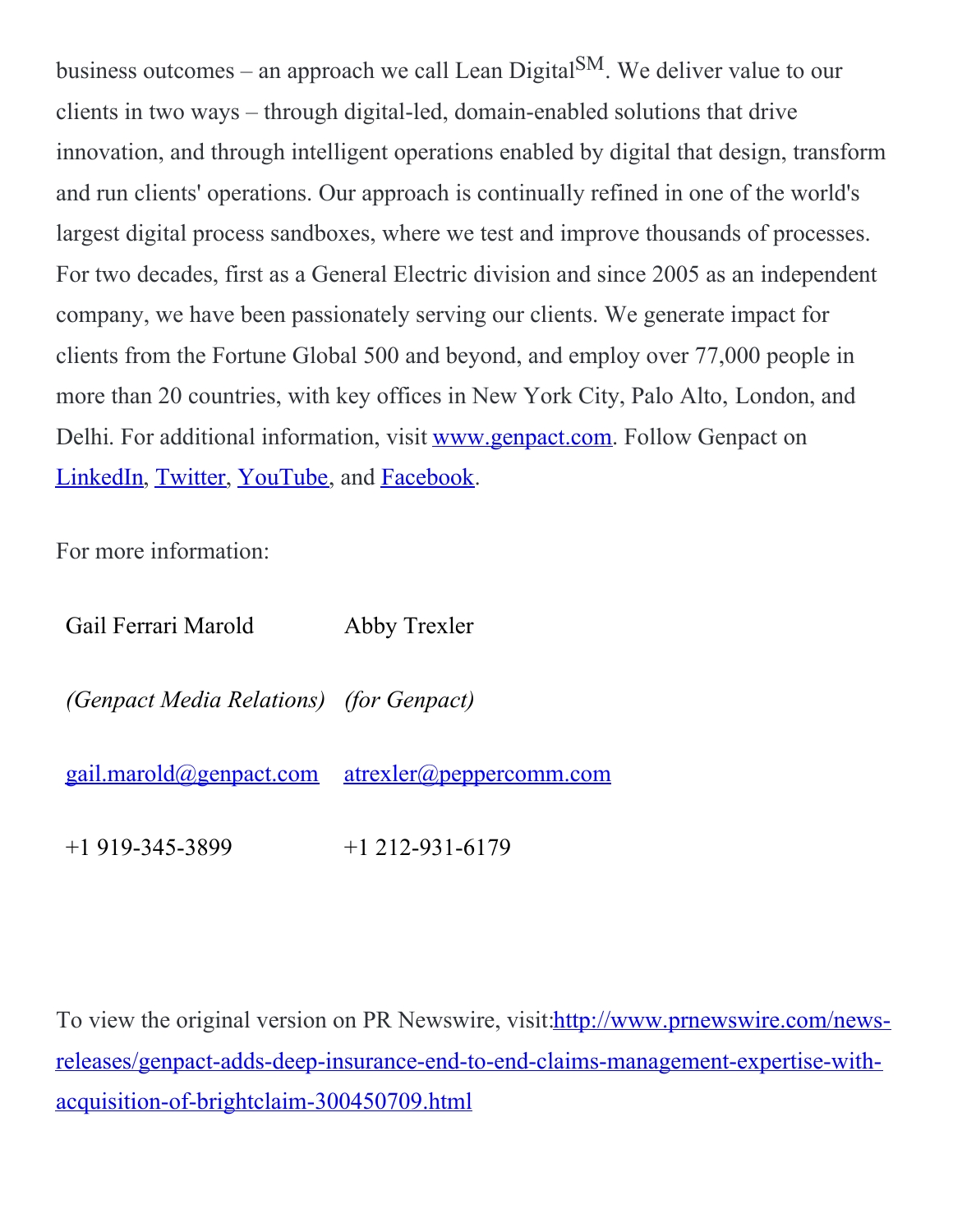business outcomes – an approach we call Lean Digital[SM]. We deliver value to our clients in two ways – through digital-led, domain-enabled solutions that drive innovation, and through intelligent operations enabled by digital that design, transform and run clients' operations. Our approach is continually refined in one of the world's largest digital process sandboxes, where we test and improve thousands of processes. For two decades, first as a General Electric division and since 2005 as an independent company, we have been passionately serving our clients. We generate impact for clients from the Fortune Global 500 and beyond, and employ over 77,000 people in more than 20 countries, with key offices in New York City, Palo Alto, London, and Delhi. For additional information, visit [www.genpact.com](http://www.genpact.com). Follow Genpact on [LinkedIn](), [Twitter](), [YouTube](), and [Facebook]().

For more information:

| Gail Ferrari Marold | Abby Trexler |
|---|---|
| *(Genpact Media Relations)* | *(for Genpact)* |
| [gail.marold@genpact.com](mailto:gail.marold@genpact.com) | [atrexler@peppercomm.com](mailto:atrexler@peppercomm.com) |
| +1 919-345-3899 | +1 212-931-6179 |

To view the original version on PR Newswire, visit:[http://www.prnewswire.com/news-releases/genpact-adds-deep-insurance-end-to-end-claims-management-expertise-with-acquisition-of-brightclaim-300450709.html](http://www.prnewswire.com/news-releases/genpact-adds-deep-insurance-end-to-end-claims-management-expertise-with-acquisition-of-brightclaim-300450709.html)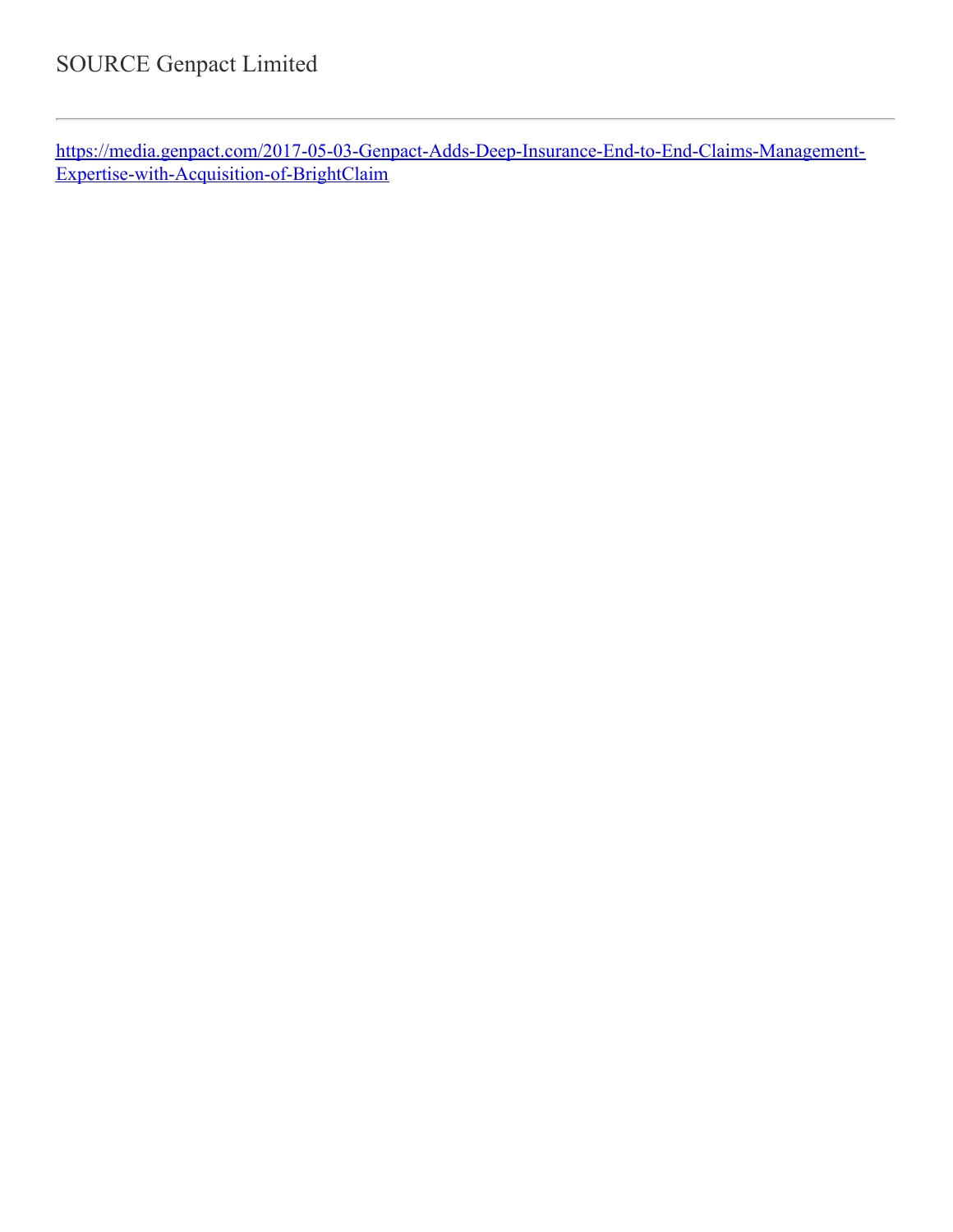SOURCE Genpact Limited

---

[https://media.genpact.com/2017-05-03-Genpact-Adds-Deep-Insurance-End-to-End-Claims-Management-Expertise-with-Acquisition-of-BrightClaim](https://media.genpact.com/2017-05-03-Genpact-Adds-Deep-Insurance-End-to-End-Claims-Management-Expertise-with-Acquisition-of-BrightClaim)